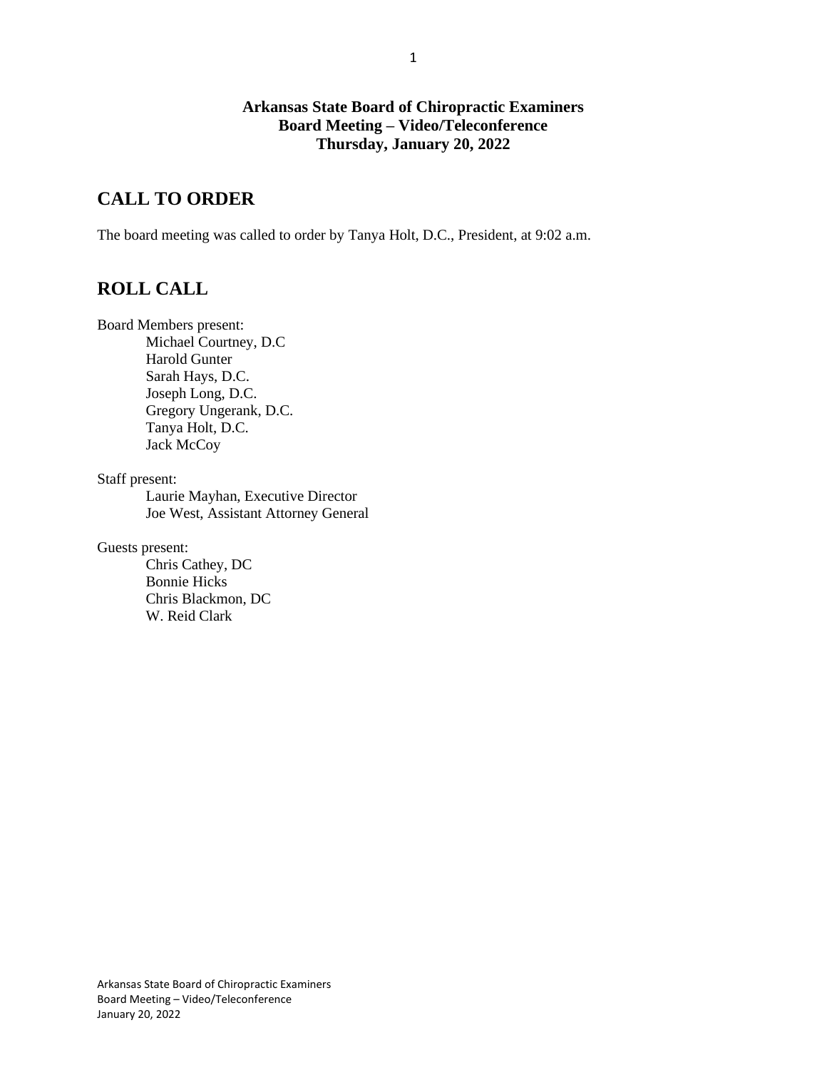**Arkansas State Board of Chiropractic Examiners**
**Board Meeting – Video/Teleconference**
**Thursday, January 20, 2022**

## CALL TO ORDER

The board meeting was called to order by Tanya Holt, D.C., President, at 9:02 a.m.

## ROLL CALL

Board Members present:
- Michael Courtney, D.C
- Harold Gunter
- Sarah Hays, D.C.
- Joseph Long, D.C.
- Gregory Ungerank, D.C.
- Tanya Holt, D.C.
- Jack McCoy

Staff present:
- Laurie Mayhan, Executive Director
- Joe West, Assistant Attorney General

Guests present:
- Chris Cathey, DC
- Bonnie Hicks
- Chris Blackmon, DC
- W. Reid Clark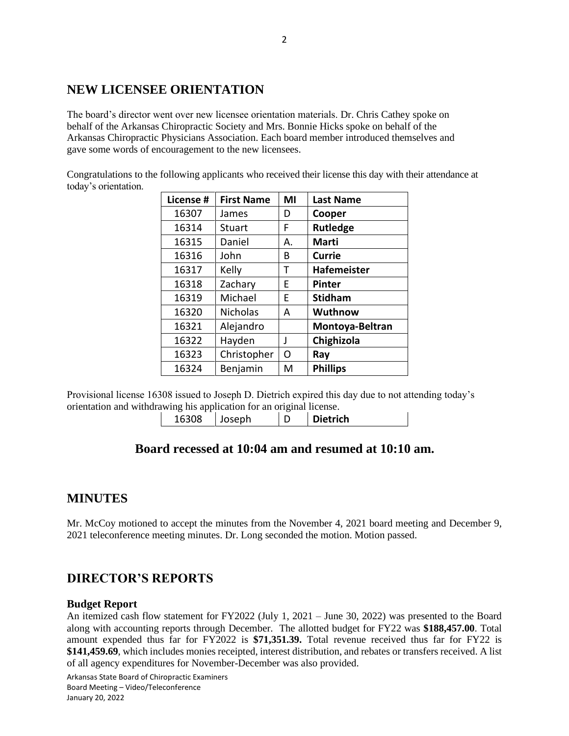## NEW LICENSEE ORIENTATION

The board's director went over new licensee orientation materials. Dr. Chris Cathey spoke on behalf of the Arkansas Chiropractic Society and Mrs. Bonnie Hicks spoke on behalf of the Arkansas Chiropractic Physicians Association. Each board member introduced themselves and gave some words of encouragement to the new licensees.

Congratulations to the following applicants who received their license this day with their attendance at today's orientation.

| License # | First Name | MI | Last Name |
|---|---|---|---|
| 16307 | James | D | **Cooper** |
| 16314 | Stuart | F | **Rutledge** |
| 16315 | Daniel | A. | **Marti** |
| 16316 | John | B | **Currie** |
| 16317 | Kelly | T | **Hafemeister** |
| 16318 | Zachary | E | **Pinter** |
| 16319 | Michael | E | **Stidham** |
| 16320 | Nicholas | A | **Wuthnow** |
| 16321 | Alejandro | | **Montoya-Beltran** |
| 16322 | Hayden | J | **Chighizola** |
| 16323 | Christopher | O | **Ray** |
| 16324 | Benjamin | M | **Phillips** |

Provisional license 16308 issued to Joseph D. Dietrich expired this day due to not attending today's orientation and withdrawing his application for an original license.

| 16308 | Joseph | D | **Dietrich** |
|---|---|---|---|

### Board recessed at 10:04 am and resumed at 10:10 am.

## MINUTES

Mr. McCoy motioned to accept the minutes from the November 4, 2021 board meeting and December 9, 2021 teleconference meeting minutes. Dr. Long seconded the motion. Motion passed.

## DIRECTOR'S REPORTS

### Budget Report

An itemized cash flow statement for FY2022 (July 1, 2021 – June 30, 2022) was presented to the Board along with accounting reports through December. The allotted budget for FY22 was **$188,457.00**. Total amount expended thus far for FY2022 is **$71,351.39.** Total revenue received thus far for FY22 is **$141,459.69**, which includes monies receipted, interest distribution, and rebates or transfers received. A list of all agency expenditures for November-December was also provided.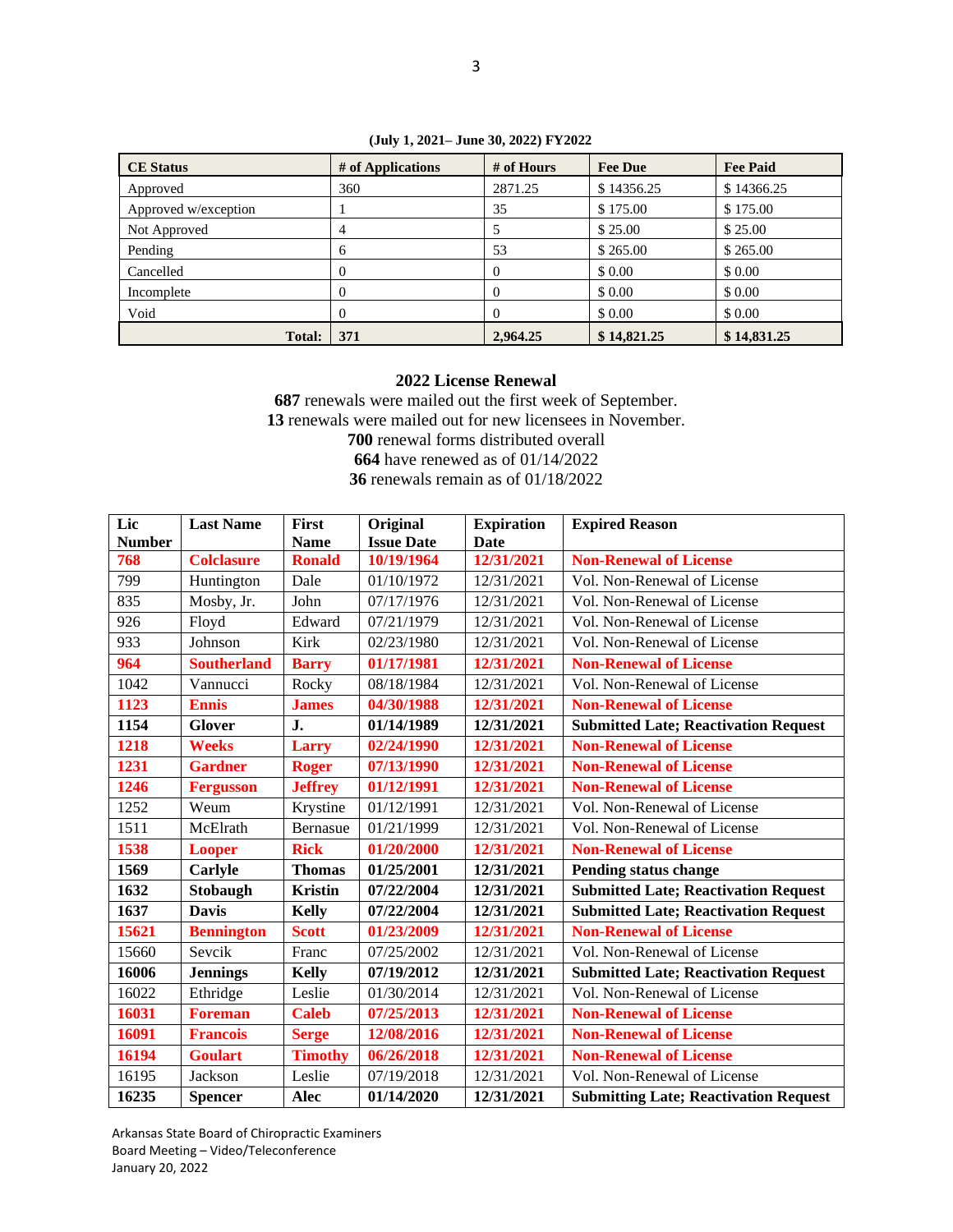**(July 1, 2021– June 30, 2022) FY2022**

| CE Status | # of Applications | # of Hours | Fee Due | Fee Paid |
|---|---|---|---|---|
| Approved | 360 | 2871.25 | $ 14356.25 | $ 14366.25 |
| Approved w/exception | 1 | 35 | $ 175.00 | $ 175.00 |
| Not Approved | 4 | 5 | $ 25.00 | $ 25.00 |
| Pending | 6 | 53 | $ 265.00 | $ 265.00 |
| Cancelled | 0 | 0 | $ 0.00 | $ 0.00 |
| Incomplete | 0 | 0 | $ 0.00 | $ 0.00 |
| Void | 0 | 0 | $ 0.00 | $ 0.00 |
| **Total:** | **371** | **2,964.25** | **$ 14,821.25** | **$ 14,831.25** |

**2022 License Renewal**

**687** renewals were mailed out the first week of September.
**13** renewals were mailed out for new licensees in November.
**700** renewal forms distributed overall
**664** have renewed as of 01/14/2022
**36** renewals remain as of 01/18/2022

| Lic Number | Last Name | First Name | Original Issue Date | Expiration Date | Expired Reason |
|---|---|---|---|---|---|
| **768** | **Colclasure** | **Ronald** | **10/19/1964** | **12/31/2021** | **Non-Renewal of License** |
| 799 | Huntington | Dale | 01/10/1972 | 12/31/2021 | Vol. Non-Renewal of License |
| 835 | Mosby, Jr. | John | 07/17/1976 | 12/31/2021 | Vol. Non-Renewal of License |
| 926 | Floyd | Edward | 07/21/1979 | 12/31/2021 | Vol. Non-Renewal of License |
| 933 | Johnson | Kirk | 02/23/1980 | 12/31/2021 | Vol. Non-Renewal of License |
| **964** | **Southerland** | **Barry** | **01/17/1981** | **12/31/2021** | **Non-Renewal of License** |
| 1042 | Vannucci | Rocky | 08/18/1984 | 12/31/2021 | Vol. Non-Renewal of License |
| **1123** | **Ennis** | **James** | **04/30/1988** | **12/31/2021** | **Non-Renewal of License** |
| **1154** | **Glover** | **J.** | **01/14/1989** | **12/31/2021** | **Submitted Late; Reactivation Request** |
| **1218** | **Weeks** | **Larry** | **02/24/1990** | **12/31/2021** | **Non-Renewal of License** |
| **1231** | **Gardner** | **Roger** | **07/13/1990** | **12/31/2021** | **Non-Renewal of License** |
| **1246** | **Fergusson** | **Jeffrey** | **01/12/1991** | **12/31/2021** | **Non-Renewal of License** |
| 1252 | Weum | Krystine | 01/12/1991 | 12/31/2021 | Vol. Non-Renewal of License |
| 1511 | McElrath | Bernasue | 01/21/1999 | 12/31/2021 | Vol. Non-Renewal of License |
| **1538** | **Looper** | **Rick** | **01/20/2000** | **12/31/2021** | **Non-Renewal of License** |
| **1569** | **Carlyle** | **Thomas** | **01/25/2001** | **12/31/2021** | **Pending status change** |
| **1632** | **Stobaugh** | **Kristin** | **07/22/2004** | **12/31/2021** | **Submitted Late; Reactivation Request** |
| **1637** | **Davis** | **Kelly** | **07/22/2004** | **12/31/2021** | **Submitted Late; Reactivation Request** |
| **15621** | **Bennington** | **Scott** | **01/23/2009** | **12/31/2021** | **Non-Renewal of License** |
| 15660 | Sevcik | Franc | 07/25/2002 | 12/31/2021 | Vol. Non-Renewal of License |
| **16006** | **Jennings** | **Kelly** | **07/19/2012** | **12/31/2021** | **Submitted Late; Reactivation Request** |
| 16022 | Ethridge | Leslie | 01/30/2014 | 12/31/2021 | Vol. Non-Renewal of License |
| **16031** | **Foreman** | **Caleb** | **07/25/2013** | **12/31/2021** | **Non-Renewal of License** |
| **16091** | **Francois** | **Serge** | **12/08/2016** | **12/31/2021** | **Non-Renewal of License** |
| **16194** | **Goulart** | **Timothy** | **06/26/2018** | **12/31/2021** | **Non-Renewal of License** |
| 16195 | Jackson | Leslie | 07/19/2018 | 12/31/2021 | Vol. Non-Renewal of License |
| **16235** | **Spencer** | **Alec** | **01/14/2020** | **12/31/2021** | **Submitting Late; Reactivation Request** |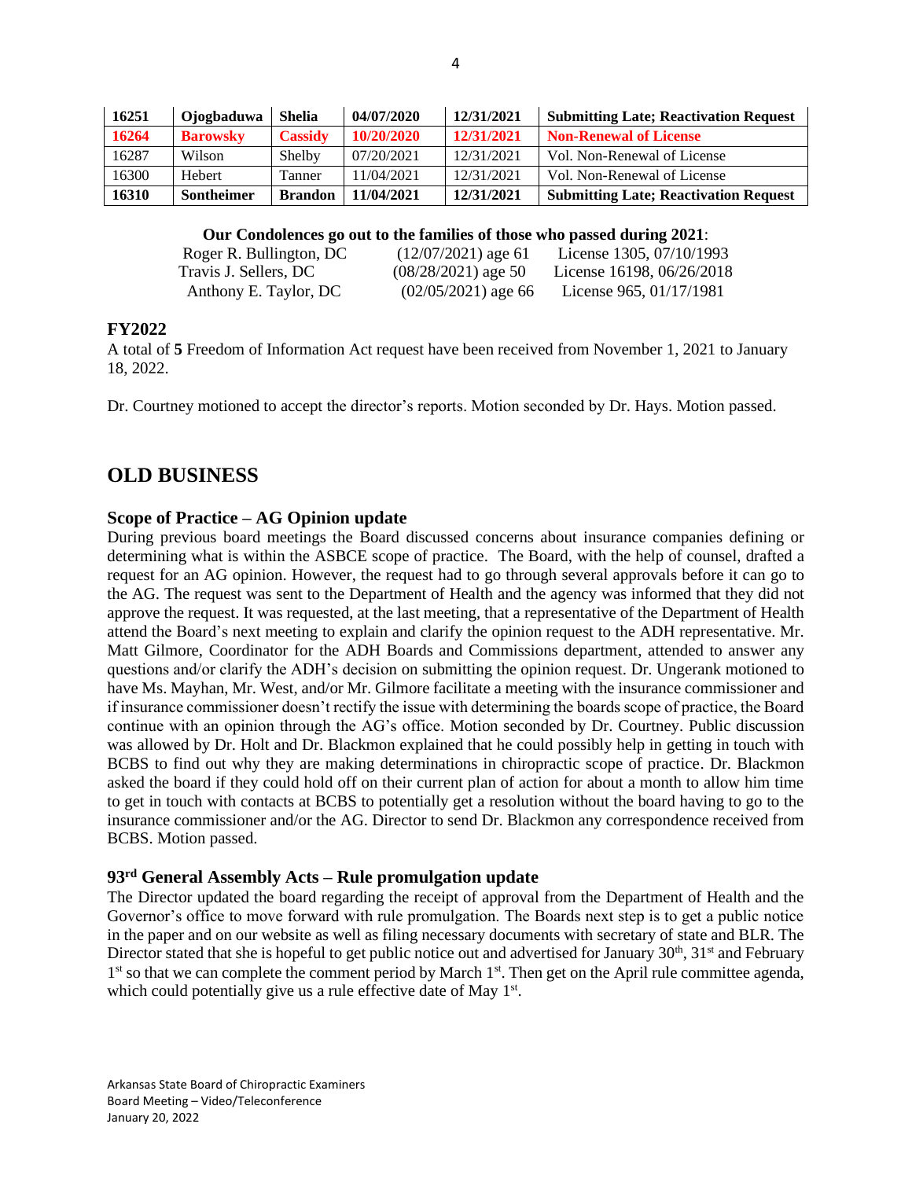| 16251 | Ojogbaduwa | Shelia | 04/07/2020 | 12/31/2021 | Submitting Late; Reactivation Request |
|---|---|---|---|---|---|
| **16264** | **Barowsky** | **Cassidy** | **10/20/2020** | **12/31/2021** | **Non-Renewal of License** |
| 16287 | Wilson | Shelby | 07/20/2021 | 12/31/2021 | Vol. Non-Renewal of License |
| 16300 | Hebert | Tanner | 11/04/2021 | 12/31/2021 | Vol. Non-Renewal of License |
| **16310** | **Sontheimer** | **Brandon** | **11/04/2021** | **12/31/2021** | **Submitting Late; Reactivation Request** |

**Our Condolences go out to the families of those who passed during 2021**:

| | | |
|---|---|---|
| Roger R. Bullington, DC | (12/07/2021) age 61 | License 1305, 07/10/1993 |
| Travis J. Sellers, DC | (08/28/2021) age 50 | License 16198, 06/26/2018 |
| Anthony E. Taylor, DC | (02/05/2021) age 66 | License 965, 01/17/1981 |

### FY2022

A total of **5** Freedom of Information Act request have been received from November 1, 2021 to January 18, 2022.

Dr. Courtney motioned to accept the director's reports. Motion seconded by Dr. Hays. Motion passed.

## OLD BUSINESS

### Scope of Practice – AG Opinion update

During previous board meetings the Board discussed concerns about insurance companies defining or determining what is within the ASBCE scope of practice. The Board, with the help of counsel, drafted a request for an AG opinion. However, the request had to go through several approvals before it can go to the AG. The request was sent to the Department of Health and the agency was informed that they did not approve the request. It was requested, at the last meeting, that a representative of the Department of Health attend the Board's next meeting to explain and clarify the opinion request to the ADH representative. Mr. Matt Gilmore, Coordinator for the ADH Boards and Commissions department, attended to answer any questions and/or clarify the ADH's decision on submitting the opinion request. Dr. Ungerank motioned to have Ms. Mayhan, Mr. West, and/or Mr. Gilmore facilitate a meeting with the insurance commissioner and if insurance commissioner doesn't rectify the issue with determining the boards scope of practice, the Board continue with an opinion through the AG's office. Motion seconded by Dr. Courtney. Public discussion was allowed by Dr. Holt and Dr. Blackmon explained that he could possibly help in getting in touch with BCBS to find out why they are making determinations in chiropractic scope of practice. Dr. Blackmon asked the board if they could hold off on their current plan of action for about a month to allow him time to get in touch with contacts at BCBS to potentially get a resolution without the board having to go to the insurance commissioner and/or the AG. Director to send Dr. Blackmon any correspondence received from BCBS. Motion passed.

### 93rd General Assembly Acts – Rule promulgation update

The Director updated the board regarding the receipt of approval from the Department of Health and the Governor's office to move forward with rule promulgation. The Boards next step is to get a public notice in the paper and on our website as well as filing necessary documents with secretary of state and BLR. The Director stated that she is hopeful to get public notice out and advertised for January 30th, 31st and February 1st so that we can complete the comment period by March 1st. Then get on the April rule committee agenda, which could potentially give us a rule effective date of May 1st.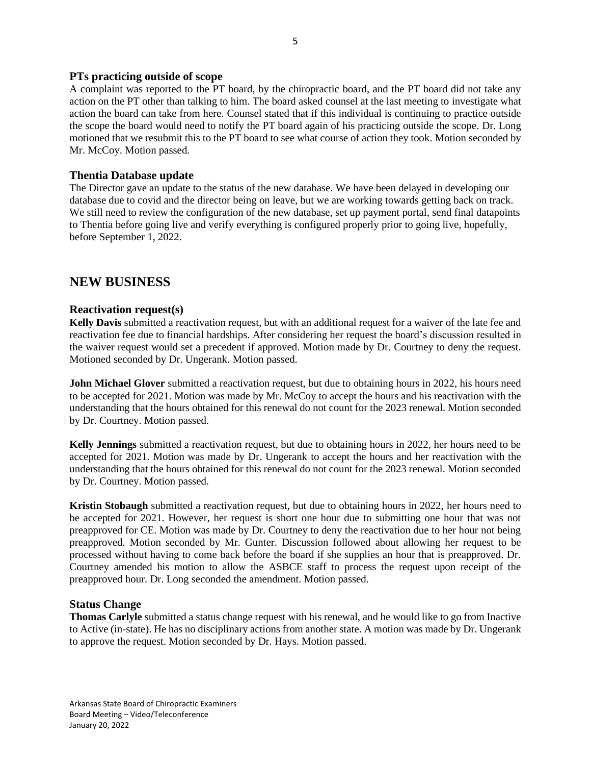### PTs practicing outside of scope

A complaint was reported to the PT board, by the chiropractic board, and the PT board did not take any action on the PT other than talking to him. The board asked counsel at the last meeting to investigate what action the board can take from here. Counsel stated that if this individual is continuing to practice outside the scope the board would need to notify the PT board again of his practicing outside the scope. Dr. Long motioned that we resubmit this to the PT board to see what course of action they took. Motion seconded by Mr. McCoy. Motion passed.

### Thentia Database update

The Director gave an update to the status of the new database. We have been delayed in developing our database due to covid and the director being on leave, but we are working towards getting back on track. We still need to review the configuration of the new database, set up payment portal, send final datapoints to Thentia before going live and verify everything is configured properly prior to going live, hopefully, before September 1, 2022.

## NEW BUSINESS

### Reactivation request(s)

**Kelly Davis** submitted a reactivation request, but with an additional request for a waiver of the late fee and reactivation fee due to financial hardships. After considering her request the board's discussion resulted in the waiver request would set a precedent if approved. Motion made by Dr. Courtney to deny the request. Motioned seconded by Dr. Ungerank. Motion passed.

**John Michael Glover** submitted a reactivation request, but due to obtaining hours in 2022, his hours need to be accepted for 2021. Motion was made by Mr. McCoy to accept the hours and his reactivation with the understanding that the hours obtained for this renewal do not count for the 2023 renewal. Motion seconded by Dr. Courtney. Motion passed.

**Kelly Jennings** submitted a reactivation request, but due to obtaining hours in 2022, her hours need to be accepted for 2021. Motion was made by Dr. Ungerank to accept the hours and her reactivation with the understanding that the hours obtained for this renewal do not count for the 2023 renewal. Motion seconded by Dr. Courtney. Motion passed.

**Kristin Stobaugh** submitted a reactivation request, but due to obtaining hours in 2022, her hours need to be accepted for 2021. However, her request is short one hour due to submitting one hour that was not preapproved for CE. Motion was made by Dr. Courtney to deny the reactivation due to her hour not being preapproved. Motion seconded by Mr. Gunter. Discussion followed about allowing her request to be processed without having to come back before the board if she supplies an hour that is preapproved. Dr. Courtney amended his motion to allow the ASBCE staff to process the request upon receipt of the preapproved hour. Dr. Long seconded the amendment. Motion passed.

### Status Change

**Thomas Carlyle** submitted a status change request with his renewal, and he would like to go from Inactive to Active (in-state). He has no disciplinary actions from another state. A motion was made by Dr. Ungerank to approve the request. Motion seconded by Dr. Hays. Motion passed.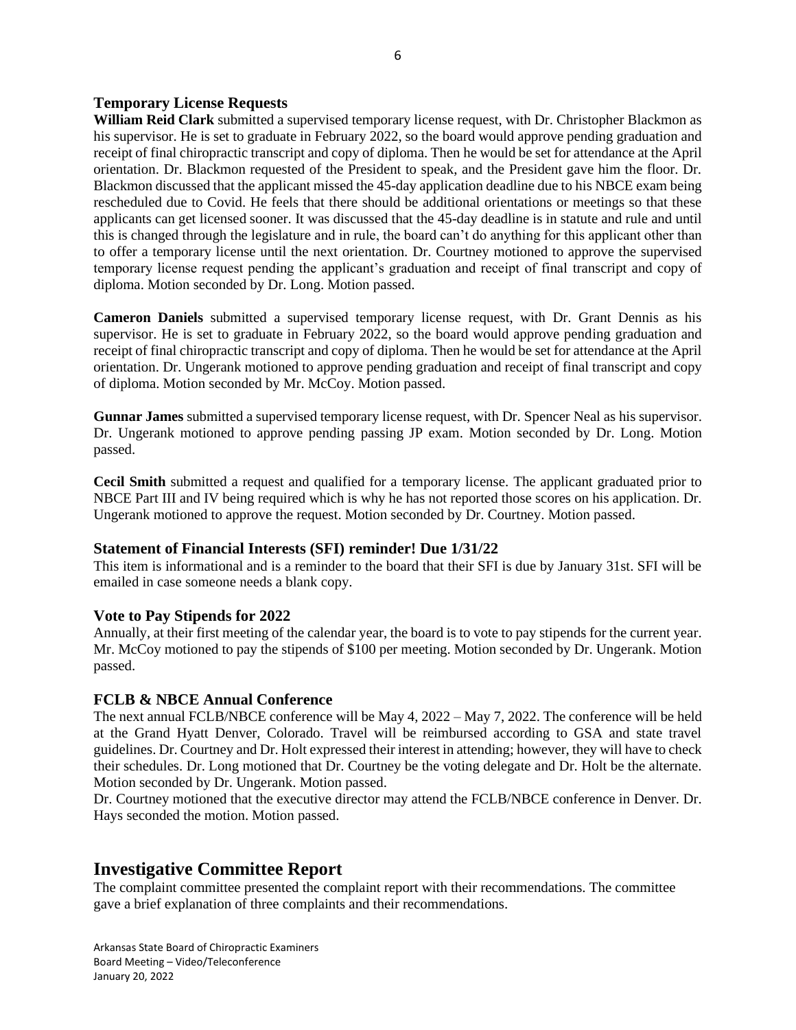### Temporary License Requests

**William Reid Clark** submitted a supervised temporary license request, with Dr. Christopher Blackmon as his supervisor. He is set to graduate in February 2022, so the board would approve pending graduation and receipt of final chiropractic transcript and copy of diploma. Then he would be set for attendance at the April orientation. Dr. Blackmon requested of the President to speak, and the President gave him the floor. Dr. Blackmon discussed that the applicant missed the 45-day application deadline due to his NBCE exam being rescheduled due to Covid. He feels that there should be additional orientations or meetings so that these applicants can get licensed sooner. It was discussed that the 45-day deadline is in statute and rule and until this is changed through the legislature and in rule, the board can't do anything for this applicant other than to offer a temporary license until the next orientation. Dr. Courtney motioned to approve the supervised temporary license request pending the applicant's graduation and receipt of final transcript and copy of diploma. Motion seconded by Dr. Long. Motion passed.

**Cameron Daniels** submitted a supervised temporary license request, with Dr. Grant Dennis as his supervisor. He is set to graduate in February 2022, so the board would approve pending graduation and receipt of final chiropractic transcript and copy of diploma. Then he would be set for attendance at the April orientation. Dr. Ungerank motioned to approve pending graduation and receipt of final transcript and copy of diploma. Motion seconded by Mr. McCoy. Motion passed.

**Gunnar James** submitted a supervised temporary license request, with Dr. Spencer Neal as his supervisor. Dr. Ungerank motioned to approve pending passing JP exam. Motion seconded by Dr. Long. Motion passed.

**Cecil Smith** submitted a request and qualified for a temporary license. The applicant graduated prior to NBCE Part III and IV being required which is why he has not reported those scores on his application. Dr. Ungerank motioned to approve the request. Motion seconded by Dr. Courtney. Motion passed.

### Statement of Financial Interests (SFI) reminder! Due 1/31/22

This item is informational and is a reminder to the board that their SFI is due by January 31st. SFI will be emailed in case someone needs a blank copy.

### Vote to Pay Stipends for 2022

Annually, at their first meeting of the calendar year, the board is to vote to pay stipends for the current year. Mr. McCoy motioned to pay the stipends of $100 per meeting. Motion seconded by Dr. Ungerank. Motion passed.

### FCLB & NBCE Annual Conference

The next annual FCLB/NBCE conference will be May 4, 2022 – May 7, 2022. The conference will be held at the Grand Hyatt Denver, Colorado. Travel will be reimbursed according to GSA and state travel guidelines. Dr. Courtney and Dr. Holt expressed their interest in attending; however, they will have to check their schedules. Dr. Long motioned that Dr. Courtney be the voting delegate and Dr. Holt be the alternate. Motion seconded by Dr. Ungerank. Motion passed.

Dr. Courtney motioned that the executive director may attend the FCLB/NBCE conference in Denver. Dr. Hays seconded the motion. Motion passed.

## Investigative Committee Report

The complaint committee presented the complaint report with their recommendations. The committee gave a brief explanation of three complaints and their recommendations.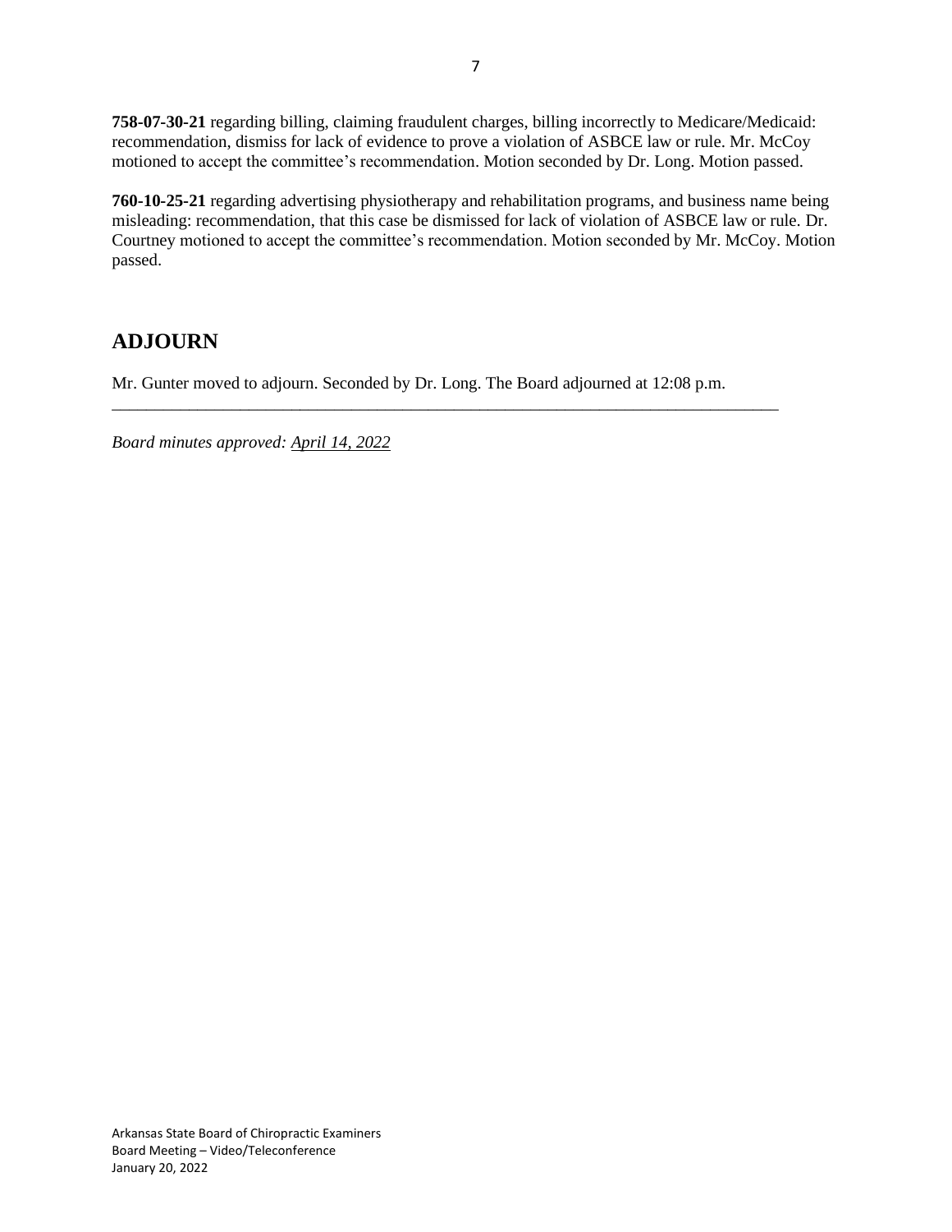**758-07-30-21** regarding billing, claiming fraudulent charges, billing incorrectly to Medicare/Medicaid: recommendation, dismiss for lack of evidence to prove a violation of ASBCE law or rule. Mr. McCoy motioned to accept the committee's recommendation. Motion seconded by Dr. Long. Motion passed.

**760-10-25-21** regarding advertising physiotherapy and rehabilitation programs, and business name being misleading: recommendation, that this case be dismissed for lack of violation of ASBCE law or rule. Dr. Courtney motioned to accept the committee's recommendation. Motion seconded by Mr. McCoy. Motion passed.

## ADJOURN

Mr. Gunter moved to adjourn. Seconded by Dr. Long. The Board adjourned at 12:08 p.m.

---

*Board minutes approved: April 14, 2022*